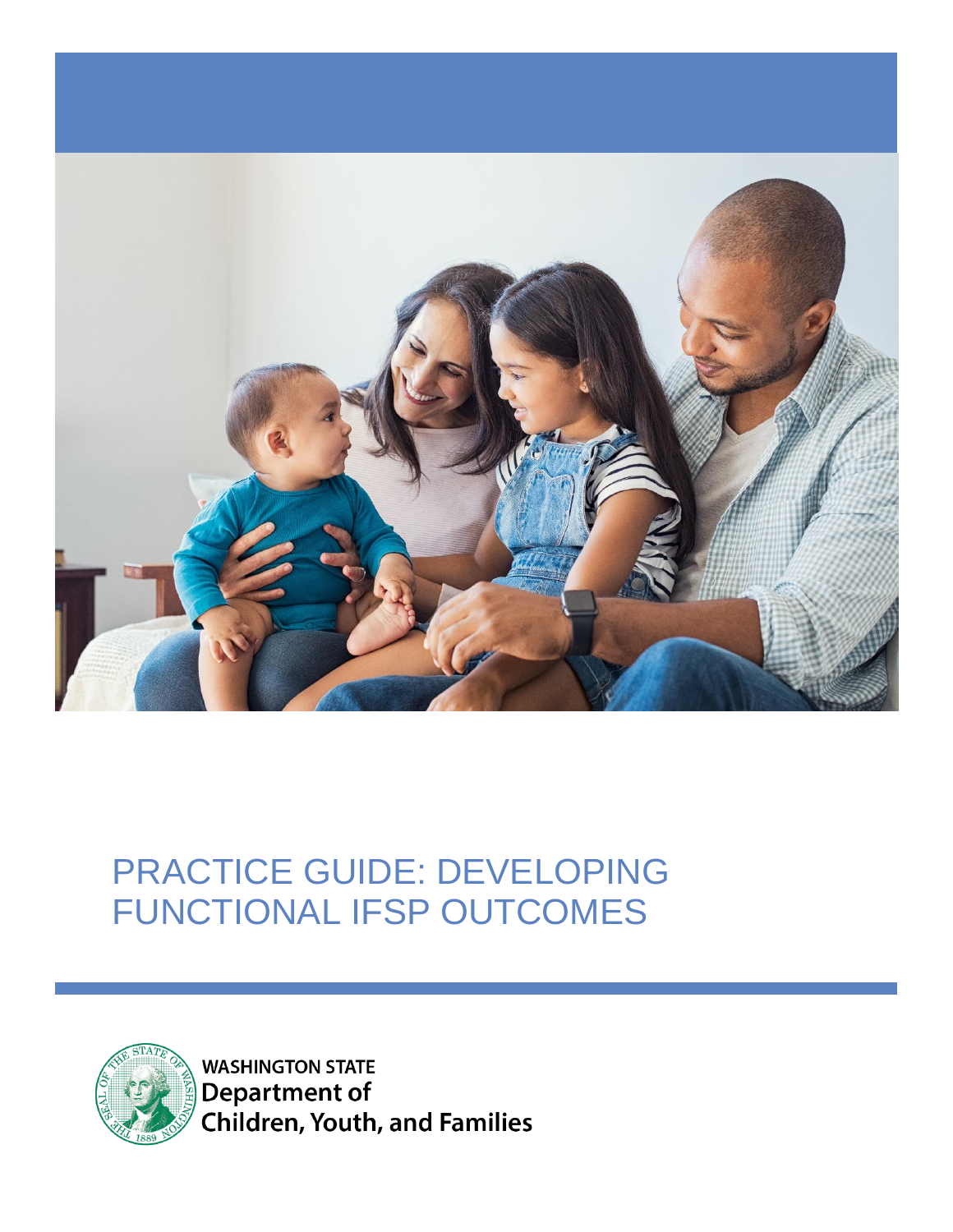# PRACTICE GUIDE: DEVELOPING FUNCTIONAL IFSP OUTCOMES

WASHINGTON STATE
Department of
Children, Youth, and Families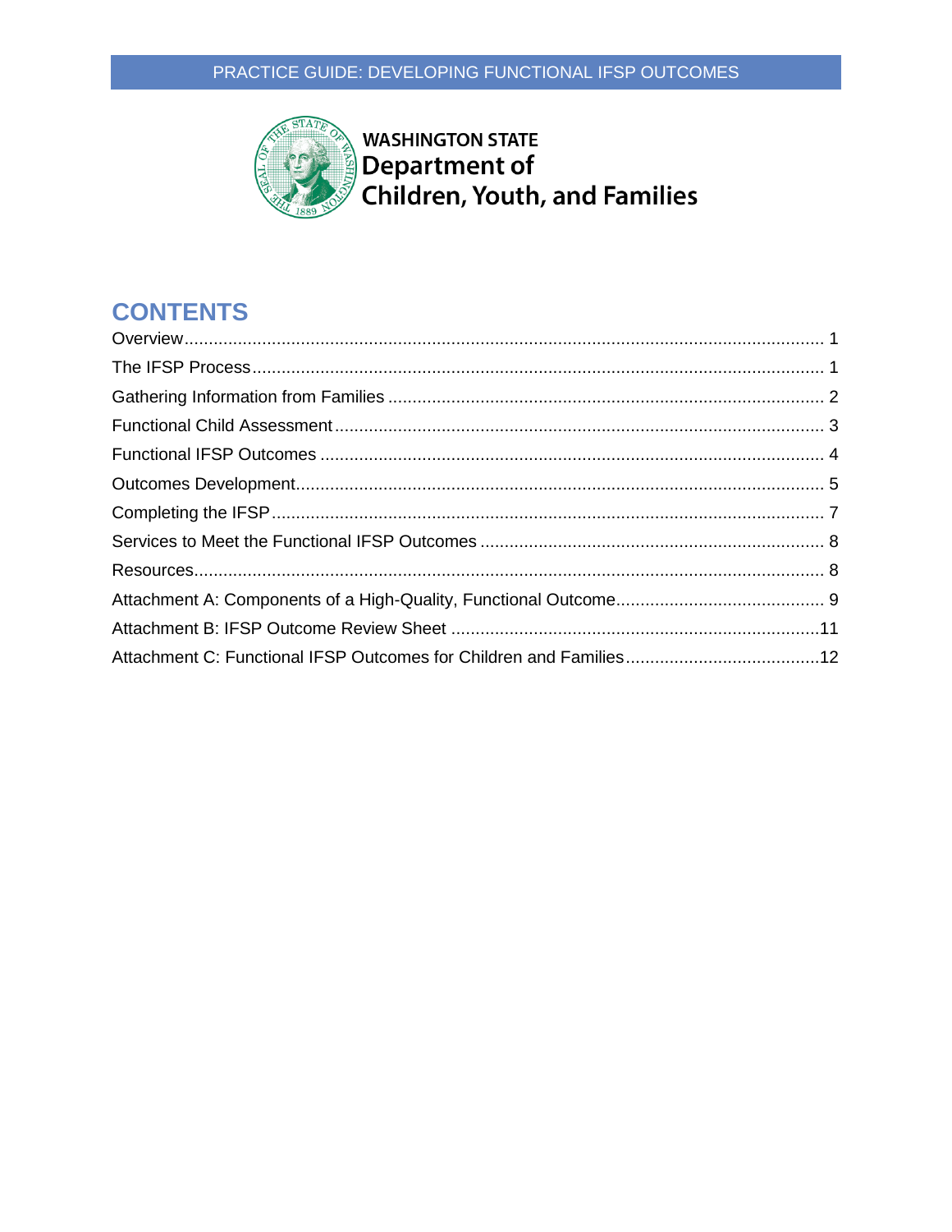WASHINGTON STATE
Department of
Children, Youth, and Families

## CONTENTS

Overview ........................................................ 1
The IFSP Process ........................................................ 1
Gathering Information from Families ........................................................ 2
Functional Child Assessment ........................................................ 3
Functional IFSP Outcomes ........................................................ 4
Outcomes Development ........................................................ 5
Completing the IFSP ........................................................ 7
Services to Meet the Functional IFSP Outcomes ........................................................ 8
Resources ........................................................ 8
Attachment A: Components of a High-Quality, Functional Outcome ........................................................ 9
Attachment B: IFSP Outcome Review Sheet ........................................................ 11
Attachment C: Functional IFSP Outcomes for Children and Families ........................................................ 12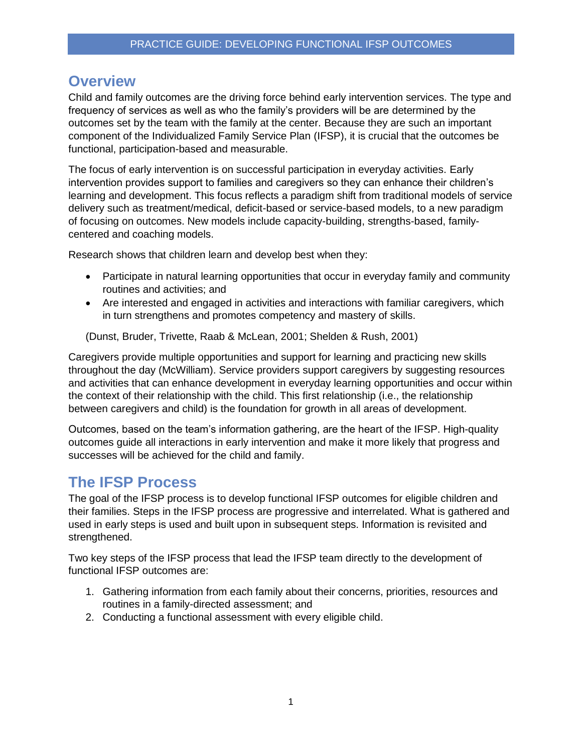## Overview

Child and family outcomes are the driving force behind early intervention services. The type and frequency of services as well as who the family's providers will be are determined by the outcomes set by the team with the family at the center. Because they are such an important component of the Individualized Family Service Plan (IFSP), it is crucial that the outcomes be functional, participation-based and measurable.

The focus of early intervention is on successful participation in everyday activities. Early intervention provides support to families and caregivers so they can enhance their children's learning and development. This focus reflects a paradigm shift from traditional models of service delivery such as treatment/medical, deficit-based or service-based models, to a new paradigm of focusing on outcomes. New models include capacity-building, strengths-based, family-centered and coaching models.

Research shows that children learn and develop best when they:

- Participate in natural learning opportunities that occur in everyday family and community routines and activities; and
- Are interested and engaged in activities and interactions with familiar caregivers, which in turn strengthens and promotes competency and mastery of skills.

(Dunst, Bruder, Trivette, Raab & McLean, 2001; Shelden & Rush, 2001)

Caregivers provide multiple opportunities and support for learning and practicing new skills throughout the day (McWilliam). Service providers support caregivers by suggesting resources and activities that can enhance development in everyday learning opportunities and occur within the context of their relationship with the child. This first relationship (i.e., the relationship between caregivers and child) is the foundation for growth in all areas of development.

Outcomes, based on the team's information gathering, are the heart of the IFSP. High-quality outcomes guide all interactions in early intervention and make it more likely that progress and successes will be achieved for the child and family.

## The IFSP Process

The goal of the IFSP process is to develop functional IFSP outcomes for eligible children and their families. Steps in the IFSP process are progressive and interrelated. What is gathered and used in early steps is used and built upon in subsequent steps. Information is revisited and strengthened.

Two key steps of the IFSP process that lead the IFSP team directly to the development of functional IFSP outcomes are:

1. Gathering information from each family about their concerns, priorities, resources and routines in a family-directed assessment; and
2. Conducting a functional assessment with every eligible child.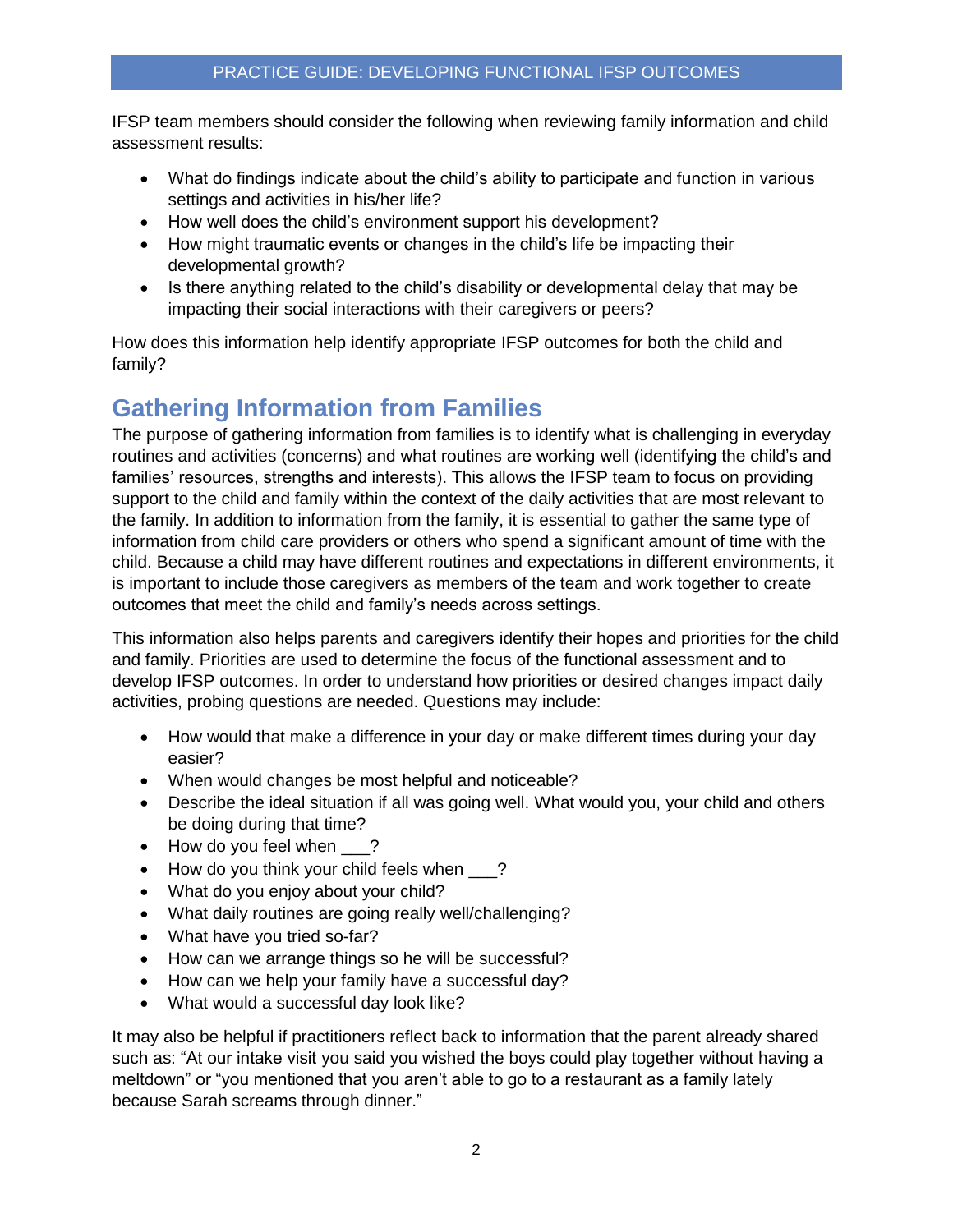IFSP team members should consider the following when reviewing family information and child assessment results:

- What do findings indicate about the child's ability to participate and function in various settings and activities in his/her life?
- How well does the child's environment support his development?
- How might traumatic events or changes in the child's life be impacting their developmental growth?
- Is there anything related to the child's disability or developmental delay that may be impacting their social interactions with their caregivers or peers?

How does this information help identify appropriate IFSP outcomes for both the child and family?

## Gathering Information from Families

The purpose of gathering information from families is to identify what is challenging in everyday routines and activities (concerns) and what routines are working well (identifying the child's and families' resources, strengths and interests). This allows the IFSP team to focus on providing support to the child and family within the context of the daily activities that are most relevant to the family. In addition to information from the family, it is essential to gather the same type of information from child care providers or others who spend a significant amount of time with the child. Because a child may have different routines and expectations in different environments, it is important to include those caregivers as members of the team and work together to create outcomes that meet the child and family's needs across settings.

This information also helps parents and caregivers identify their hopes and priorities for the child and family. Priorities are used to determine the focus of the functional assessment and to develop IFSP outcomes. In order to understand how priorities or desired changes impact daily activities, probing questions are needed. Questions may include:

- How would that make a difference in your day or make different times during your day easier?
- When would changes be most helpful and noticeable?
- Describe the ideal situation if all was going well. What would you, your child and others be doing during that time?
- How do you feel when ___?
- How do you think your child feels when ___?
- What do you enjoy about your child?
- What daily routines are going really well/challenging?
- What have you tried so-far?
- How can we arrange things so he will be successful?
- How can we help your family have a successful day?
- What would a successful day look like?

It may also be helpful if practitioners reflect back to information that the parent already shared such as: "At our intake visit you said you wished the boys could play together without having a meltdown" or "you mentioned that you aren't able to go to a restaurant as a family lately because Sarah screams through dinner."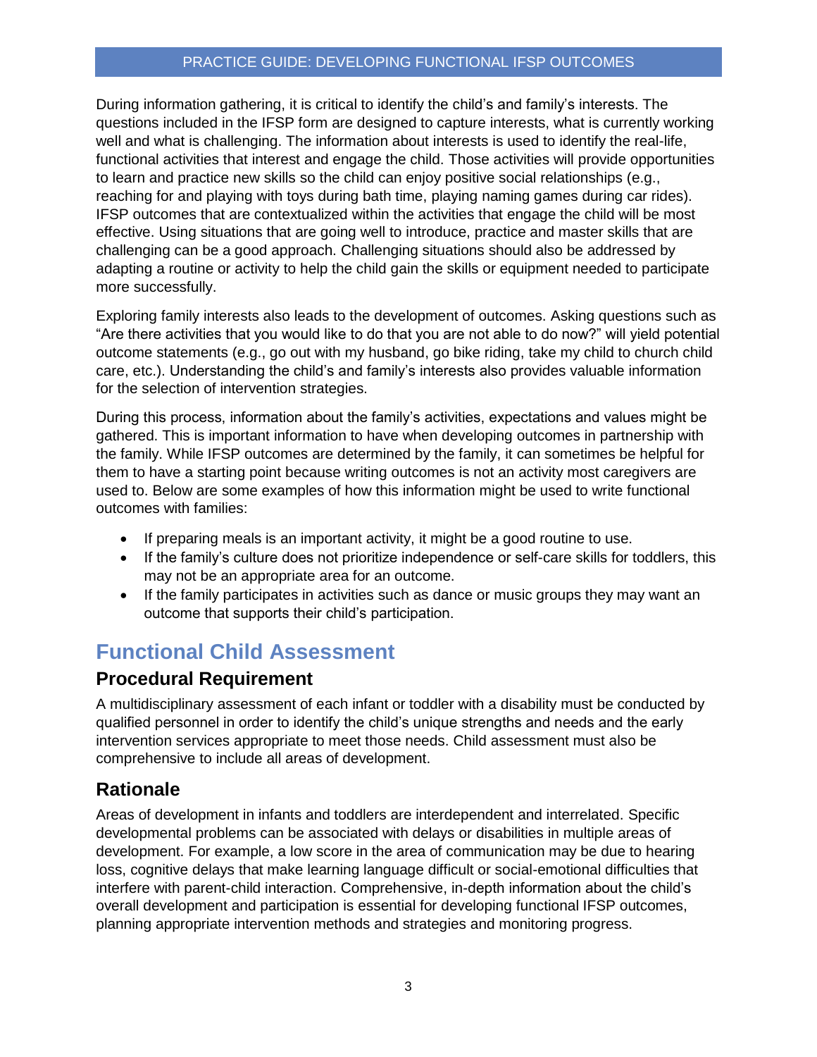During information gathering, it is critical to identify the child's and family's interests. The questions included in the IFSP form are designed to capture interests, what is currently working well and what is challenging. The information about interests is used to identify the real-life, functional activities that interest and engage the child. Those activities will provide opportunities to learn and practice new skills so the child can enjoy positive social relationships (e.g., reaching for and playing with toys during bath time, playing naming games during car rides). IFSP outcomes that are contextualized within the activities that engage the child will be most effective. Using situations that are going well to introduce, practice and master skills that are challenging can be a good approach. Challenging situations should also be addressed by adapting a routine or activity to help the child gain the skills or equipment needed to participate more successfully.

Exploring family interests also leads to the development of outcomes. Asking questions such as "Are there activities that you would like to do that you are not able to do now?" will yield potential outcome statements (e.g., go out with my husband, go bike riding, take my child to church child care, etc.). Understanding the child's and family's interests also provides valuable information for the selection of intervention strategies.

During this process, information about the family's activities, expectations and values might be gathered. This is important information to have when developing outcomes in partnership with the family. While IFSP outcomes are determined by the family, it can sometimes be helpful for them to have a starting point because writing outcomes is not an activity most caregivers are used to. Below are some examples of how this information might be used to write functional outcomes with families:

- If preparing meals is an important activity, it might be a good routine to use.
- If the family's culture does not prioritize independence or self-care skills for toddlers, this may not be an appropriate area for an outcome.
- If the family participates in activities such as dance or music groups they may want an outcome that supports their child's participation.

# Functional Child Assessment

## Procedural Requirement

A multidisciplinary assessment of each infant or toddler with a disability must be conducted by qualified personnel in order to identify the child's unique strengths and needs and the early intervention services appropriate to meet those needs. Child assessment must also be comprehensive to include all areas of development.

## Rationale

Areas of development in infants and toddlers are interdependent and interrelated. Specific developmental problems can be associated with delays or disabilities in multiple areas of development. For example, a low score in the area of communication may be due to hearing loss, cognitive delays that make learning language difficult or social-emotional difficulties that interfere with parent-child interaction. Comprehensive, in-depth information about the child's overall development and participation is essential for developing functional IFSP outcomes, planning appropriate intervention methods and strategies and monitoring progress.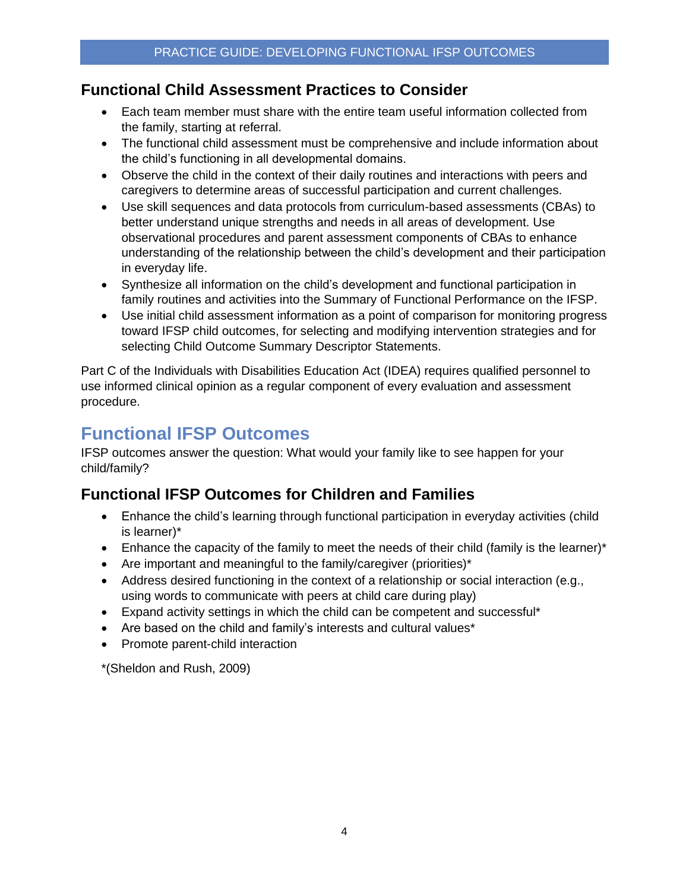## Functional Child Assessment Practices to Consider

- Each team member must share with the entire team useful information collected from the family, starting at referral.
- The functional child assessment must be comprehensive and include information about the child's functioning in all developmental domains.
- Observe the child in the context of their daily routines and interactions with peers and caregivers to determine areas of successful participation and current challenges.
- Use skill sequences and data protocols from curriculum-based assessments (CBAs) to better understand unique strengths and needs in all areas of development. Use observational procedures and parent assessment components of CBAs to enhance understanding of the relationship between the child's development and their participation in everyday life.
- Synthesize all information on the child's development and functional participation in family routines and activities into the Summary of Functional Performance on the IFSP.
- Use initial child assessment information as a point of comparison for monitoring progress toward IFSP child outcomes, for selecting and modifying intervention strategies and for selecting Child Outcome Summary Descriptor Statements.

Part C of the Individuals with Disabilities Education Act (IDEA) requires qualified personnel to use informed clinical opinion as a regular component of every evaluation and assessment procedure.

# Functional IFSP Outcomes

IFSP outcomes answer the question: What would your family like to see happen for your child/family?

## Functional IFSP Outcomes for Children and Families

- Enhance the child's learning through functional participation in everyday activities (child is learner)*
- Enhance the capacity of the family to meet the needs of their child (family is the learner)*
- Are important and meaningful to the family/caregiver (priorities)*
- Address desired functioning in the context of a relationship or social interaction (e.g., using words to communicate with peers at child care during play)
- Expand activity settings in which the child can be competent and successful*
- Are based on the child and family's interests and cultural values*
- Promote parent-child interaction

*(Sheldon and Rush, 2009)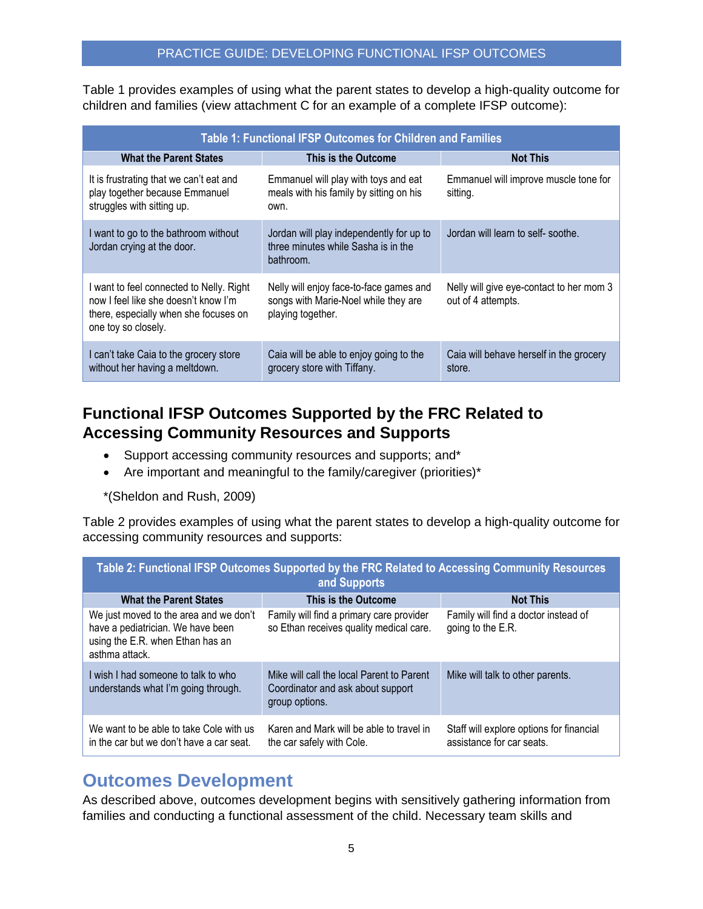Table 1 provides examples of using what the parent states to develop a high-quality outcome for children and families (view attachment C for an example of a complete IFSP outcome):

| Table 1: Functional IFSP Outcomes for Children and Families | | |
|---|---|---|
| **What the Parent States** | **This is the Outcome** | **Not This** |
| It is frustrating that we can't eat and play together because Emmanuel struggles with sitting up. | Emmanuel will play with toys and eat meals with his family by sitting on his own. | Emmanuel will improve muscle tone for sitting. |
| I want to go to the bathroom without Jordan crying at the door. | Jordan will play independently for up to three minutes while Sasha is in the bathroom. | Jordan will learn to self- soothe. |
| I want to feel connected to Nelly. Right now I feel like she doesn't know I'm there, especially when she focuses on one toy so closely. | Nelly will enjoy face-to-face games and songs with Marie-Noel while they are playing together. | Nelly will give eye-contact to her mom 3 out of 4 attempts. |
| I can't take Caia to the grocery store without her having a meltdown. | Caia will be able to enjoy going to the grocery store with Tiffany. | Caia will behave herself in the grocery store. |

## Functional IFSP Outcomes Supported by the FRC Related to Accessing Community Resources and Supports

- Support accessing community resources and supports; and*
- Are important and meaningful to the family/caregiver (priorities)*

*(Sheldon and Rush, 2009)

Table 2 provides examples of using what the parent states to develop a high-quality outcome for accessing community resources and supports:

| Table 2: Functional IFSP Outcomes Supported by the FRC Related to Accessing Community Resources and Supports | | |
|---|---|---|
| **What the Parent States** | **This is the Outcome** | **Not This** |
| We just moved to the area and we don't have a pediatrician. We have been using the E.R. when Ethan has an asthma attack. | Family will find a primary care provider so Ethan receives quality medical care. | Family will find a doctor instead of going to the E.R. |
| I wish I had someone to talk to who understands what I'm going through. | Mike will call the local Parent to Parent Coordinator and ask about support group options. | Mike will talk to other parents. |
| We want to be able to take Cole with us in the car but we don't have a car seat. | Karen and Mark will be able to travel in the car safely with Cole. | Staff will explore options for financial assistance for car seats. |

## Outcomes Development

As described above, outcomes development begins with sensitively gathering information from families and conducting a functional assessment of the child. Necessary team skills and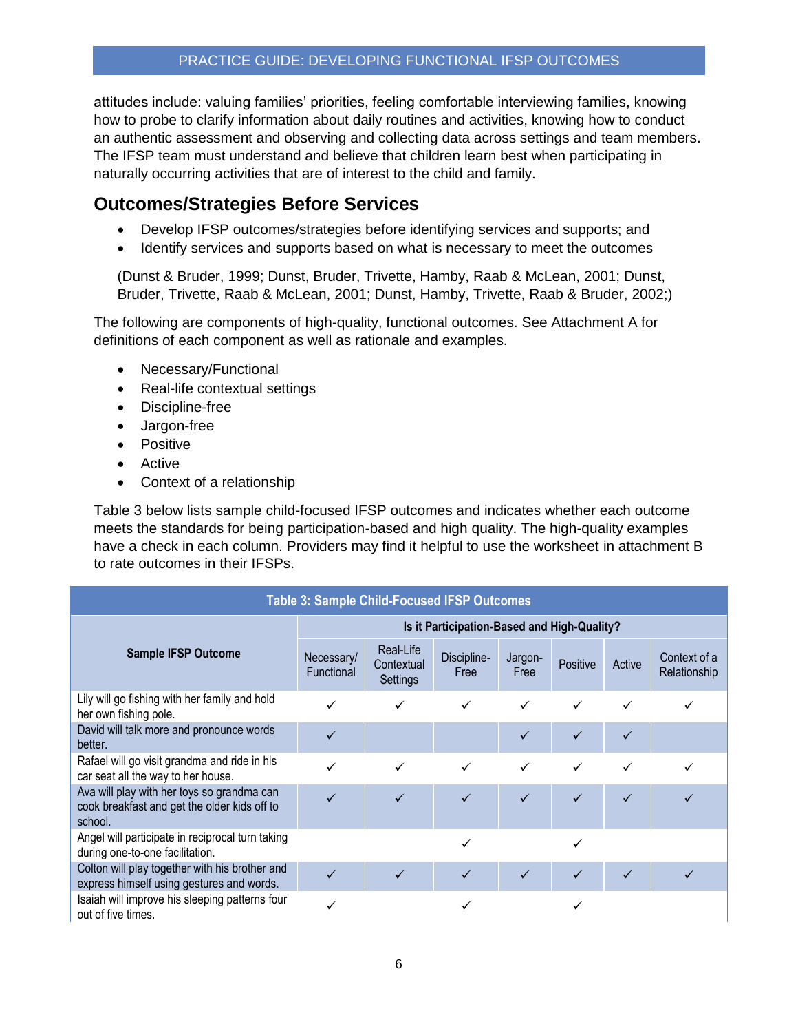attitudes include: valuing families' priorities, feeling comfortable interviewing families, knowing how to probe to clarify information about daily routines and activities, knowing how to conduct an authentic assessment and observing and collecting data across settings and team members. The IFSP team must understand and believe that children learn best when participating in naturally occurring activities that are of interest to the child and family.

## Outcomes/Strategies Before Services

- Develop IFSP outcomes/strategies before identifying services and supports; and
- Identify services and supports based on what is necessary to meet the outcomes

(Dunst & Bruder, 1999; Dunst, Bruder, Trivette, Hamby, Raab & McLean, 2001; Dunst, Bruder, Trivette, Raab & McLean, 2001; Dunst, Hamby, Trivette, Raab & Bruder, 2002;)

The following are components of high-quality, functional outcomes. See Attachment A for definitions of each component as well as rationale and examples.

- Necessary/Functional
- Real-life contextual settings
- Discipline-free
- Jargon-free
- Positive
- Active
- Context of a relationship

Table 3 below lists sample child-focused IFSP outcomes and indicates whether each outcome meets the standards for being participation-based and high quality. The high-quality examples have a check in each column. Providers may find it helpful to use the worksheet in attachment B to rate outcomes in their IFSPs.

**Table 3: Sample Child-Focused IFSP Outcomes**

| Sample IFSP Outcome | Is it Participation-Based and High-Quality? | | | | | | |
|---|---|---|---|---|---|---|---|
| | Necessary/ Functional | Real-Life Contextual Settings | Discipline-Free | Jargon-Free | Positive | Active | Context of a Relationship |
| Lily will go fishing with her family and hold her own fishing pole. | ✓ | ✓ | ✓ | ✓ | ✓ | ✓ | ✓ |
| David will talk more and pronounce words better. | ✓ | | | ✓ | ✓ | ✓ | |
| Rafael will go visit grandma and ride in his car seat all the way to her house. | ✓ | ✓ | ✓ | ✓ | ✓ | ✓ | ✓ |
| Ava will play with her toys so grandma can cook breakfast and get the older kids off to school. | ✓ | ✓ | ✓ | ✓ | ✓ | ✓ | ✓ |
| Angel will participate in reciprocal turn taking during one-to-one facilitation. | | | ✓ | | ✓ | | |
| Colton will play together with his brother and express himself using gestures and words. | ✓ | ✓ | ✓ | ✓ | ✓ | ✓ | ✓ |
| Isaiah will improve his sleeping patterns four out of five times. | ✓ | | ✓ | | ✓ | | |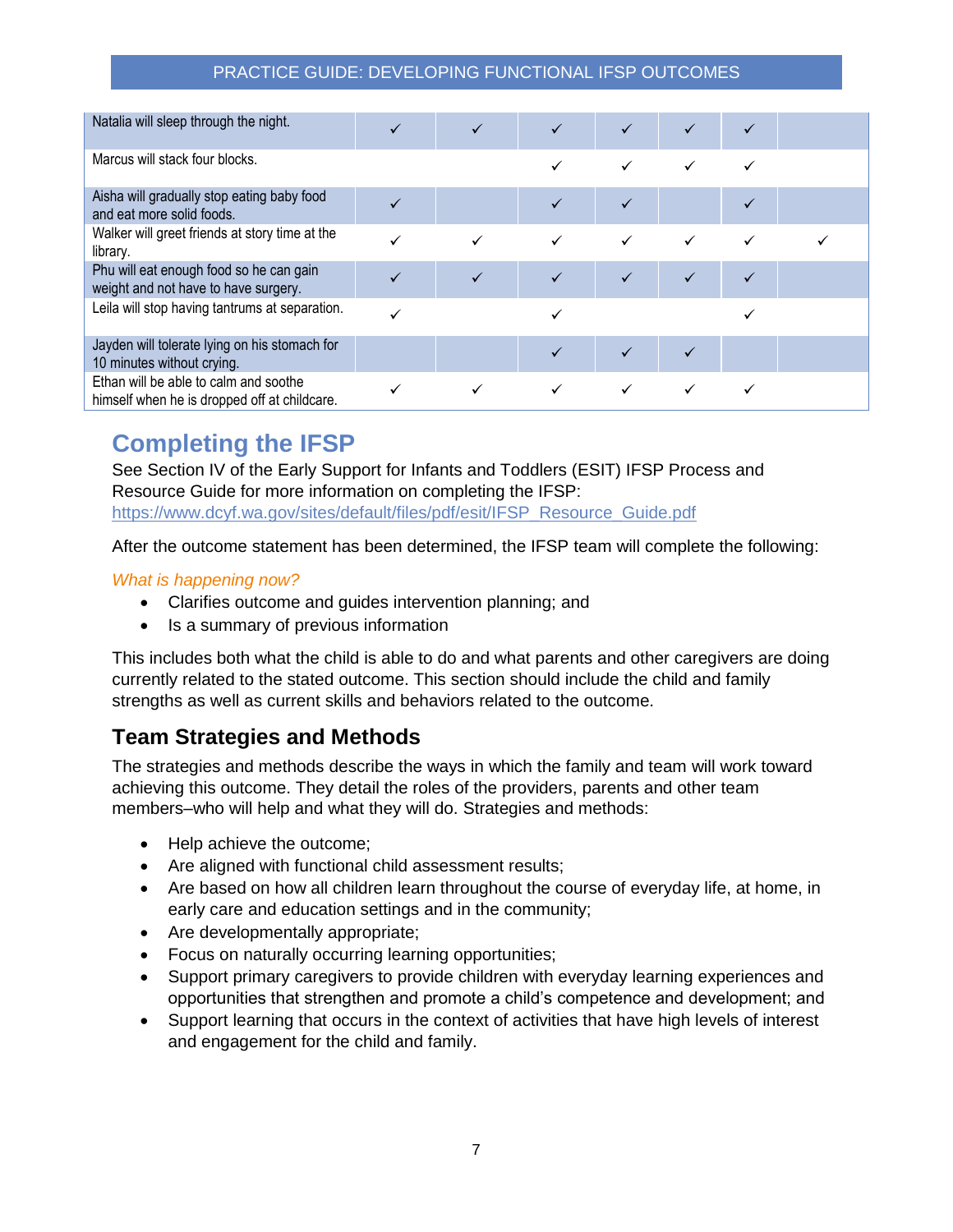| | | | | | | | |
|---|---|---|---|---|---|---|---|
| Natalia will sleep through the night. | ✓ | ✓ | ✓ | ✓ | ✓ | ✓ | |
| Marcus will stack four blocks. | | | ✓ | ✓ | ✓ | ✓ | |
| Aisha will gradually stop eating baby food and eat more solid foods. | ✓ | | ✓ | ✓ | | ✓ | |
| Walker will greet friends at story time at the library. | ✓ | ✓ | ✓ | ✓ | ✓ | ✓ | ✓ |
| Phu will eat enough food so he can gain weight and not have to have surgery. | ✓ | ✓ | ✓ | ✓ | ✓ | ✓ | |
| Leila will stop having tantrums at separation. | ✓ | | ✓ | | | ✓ | |
| Jayden will tolerate lying on his stomach for 10 minutes without crying. | | | ✓ | ✓ | ✓ | | |
| Ethan will be able to calm and soothe himself when he is dropped off at childcare. | ✓ | ✓ | ✓ | ✓ | ✓ | ✓ | |

# Completing the IFSP

See Section IV of the Early Support for Infants and Toddlers (ESIT) IFSP Process and Resource Guide for more information on completing the IFSP: https://www.dcyf.wa.gov/sites/default/files/pdf/esit/IFSP_Resource_Guide.pdf

After the outcome statement has been determined, the IFSP team will complete the following:

*What is happening now?*

- Clarifies outcome and guides intervention planning; and
- Is a summary of previous information

This includes both what the child is able to do and what parents and other caregivers are doing currently related to the stated outcome. This section should include the child and family strengths as well as current skills and behaviors related to the outcome.

## Team Strategies and Methods

The strategies and methods describe the ways in which the family and team will work toward achieving this outcome. They detail the roles of the providers, parents and other team members–who will help and what they will do. Strategies and methods:

- Help achieve the outcome;
- Are aligned with functional child assessment results;
- Are based on how all children learn throughout the course of everyday life, at home, in early care and education settings and in the community;
- Are developmentally appropriate;
- Focus on naturally occurring learning opportunities;
- Support primary caregivers to provide children with everyday learning experiences and opportunities that strengthen and promote a child's competence and development; and
- Support learning that occurs in the context of activities that have high levels of interest and engagement for the child and family.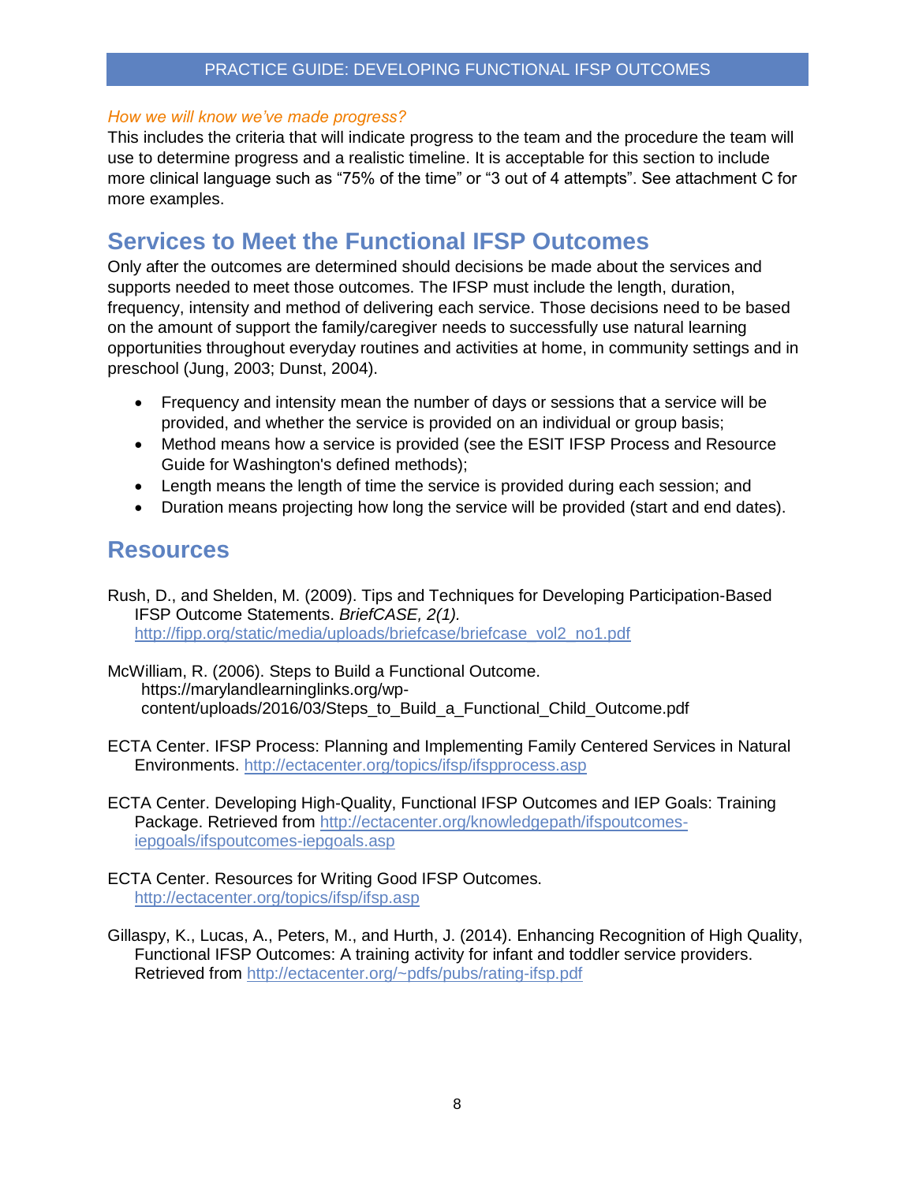*How we will know we've made progress?*

This includes the criteria that will indicate progress to the team and the procedure the team will use to determine progress and a realistic timeline. It is acceptable for this section to include more clinical language such as "75% of the time" or "3 out of 4 attempts". See attachment C for more examples.

## Services to Meet the Functional IFSP Outcomes

Only after the outcomes are determined should decisions be made about the services and supports needed to meet those outcomes. The IFSP must include the length, duration, frequency, intensity and method of delivering each service. Those decisions need to be based on the amount of support the family/caregiver needs to successfully use natural learning opportunities throughout everyday routines and activities at home, in community settings and in preschool (Jung, 2003; Dunst, 2004).

- Frequency and intensity mean the number of days or sessions that a service will be provided, and whether the service is provided on an individual or group basis;
- Method means how a service is provided (see the ESIT IFSP Process and Resource Guide for Washington's defined methods);
- Length means the length of time the service is provided during each session; and
- Duration means projecting how long the service will be provided (start and end dates).

## Resources

Rush, D., and Shelden, M. (2009). Tips and Techniques for Developing Participation-Based IFSP Outcome Statements. *BriefCASE, 2(1).* http://fipp.org/static/media/uploads/briefcase/briefcase_vol2_no1.pdf

McWilliam, R. (2006). Steps to Build a Functional Outcome. https://marylandlearninglinks.org/wp-content/uploads/2016/03/Steps_to_Build_a_Functional_Child_Outcome.pdf

ECTA Center. IFSP Process: Planning and Implementing Family Centered Services in Natural Environments. http://ectacenter.org/topics/ifsp/ifspprocess.asp

ECTA Center. Developing High-Quality, Functional IFSP Outcomes and IEP Goals: Training Package. Retrieved from http://ectacenter.org/knowledgepath/ifspoutcomes-iepgoals/ifspoutcomes-iepgoals.asp

ECTA Center. Resources for Writing Good IFSP Outcomes. http://ectacenter.org/topics/ifsp/ifsp.asp

Gillaspy, K., Lucas, A., Peters, M., and Hurth, J. (2014). Enhancing Recognition of High Quality, Functional IFSP Outcomes: A training activity for infant and toddler service providers. Retrieved from http://ectacenter.org/~pdfs/pubs/rating-ifsp.pdf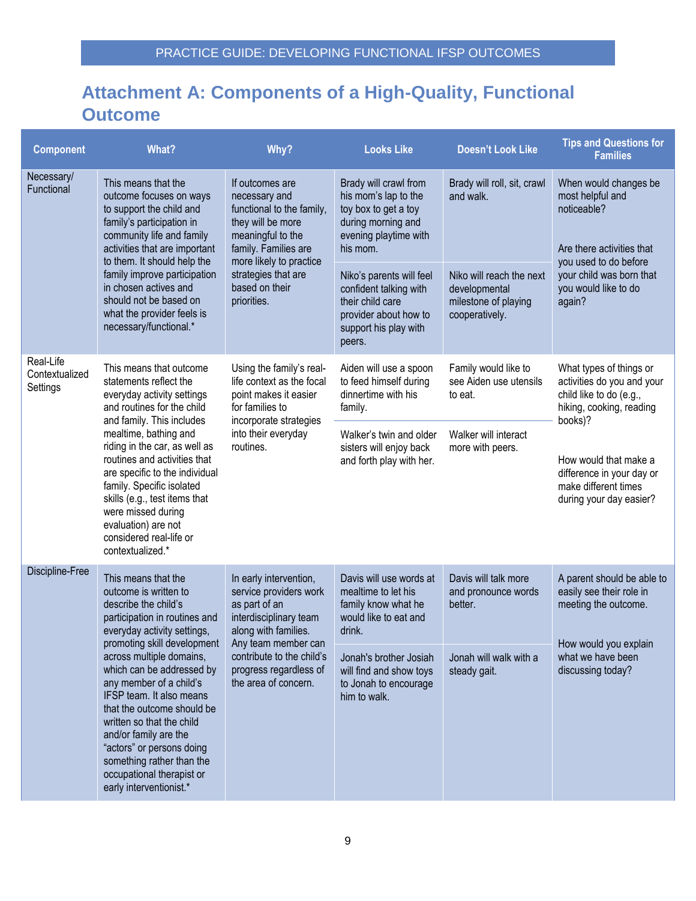# Attachment A: Components of a High-Quality, Functional Outcome

| Component | What? | Why? | Looks Like | Doesn't Look Like | Tips and Questions for Families |
|---|---|---|---|---|---|
| Necessary/ Functional | This means that the outcome focuses on ways to support the child and family's participation in community life and family activities that are important to them. It should help the family improve participation in chosen actives and should not be based on what the provider feels is necessary/functional.* | If outcomes are necessary and functional to the family, they will be more meaningful to the family. Families are more likely to practice strategies that are based on their priorities. | Brady will crawl from his mom's lap to the toy box to get a toy during morning and evening playtime with his mom. | Brady will roll, sit, crawl and walk. | When would changes be most helpful and noticeable? Are there activities that you used to do before your child was born that you would like to do again? |
| | | | Niko's parents will feel confident talking with their child care provider about how to support his play with peers. | Niko will reach the next developmental milestone of playing cooperatively. | |
| Real-Life Contextualized Settings | This means that outcome statements reflect the everyday activity settings and routines for the child and family. This includes mealtime, bathing and riding in the car, as well as routines and activities that are specific to the individual family. Specific isolated skills (e.g., test items that were missed during evaluation) are not considered real-life or contextualized.* | Using the family's real-life context as the focal point makes it easier for families to incorporate strategies into their everyday routines. | Aiden will use a spoon to feed himself during dinnertime with his family. | Family would like to see Aiden use utensils to eat. | What types of things or activities do you and your child like to do (e.g., hiking, cooking, reading books)? How would that make a difference in your day or make different times during your day easier? |
| | | | Walker's twin and older sisters will enjoy back and forth play with her. | Walker will interact more with peers. | |
| Discipline-Free | This means that the outcome is written to describe the child's participation in routines and everyday activity settings, promoting skill development across multiple domains, which can be addressed by any member of a child's IFSP team. It also means that the outcome should be written so that the child and/or family are the "actors" or persons doing something rather than the occupational therapist or early interventionist.* | In early intervention, service providers work as part of an interdisciplinary team along with families. Any team member can contribute to the child's progress regardless of the area of concern. | Davis will use words at mealtime to let his family know what he would like to eat and drink. | Davis will talk more and pronounce words better. | A parent should be able to easily see their role in meeting the outcome. How would you explain what we have been discussing today? |
| | | | Jonah's brother Josiah will find and show toys to Jonah to encourage him to walk. | Jonah will walk with a steady gait. | |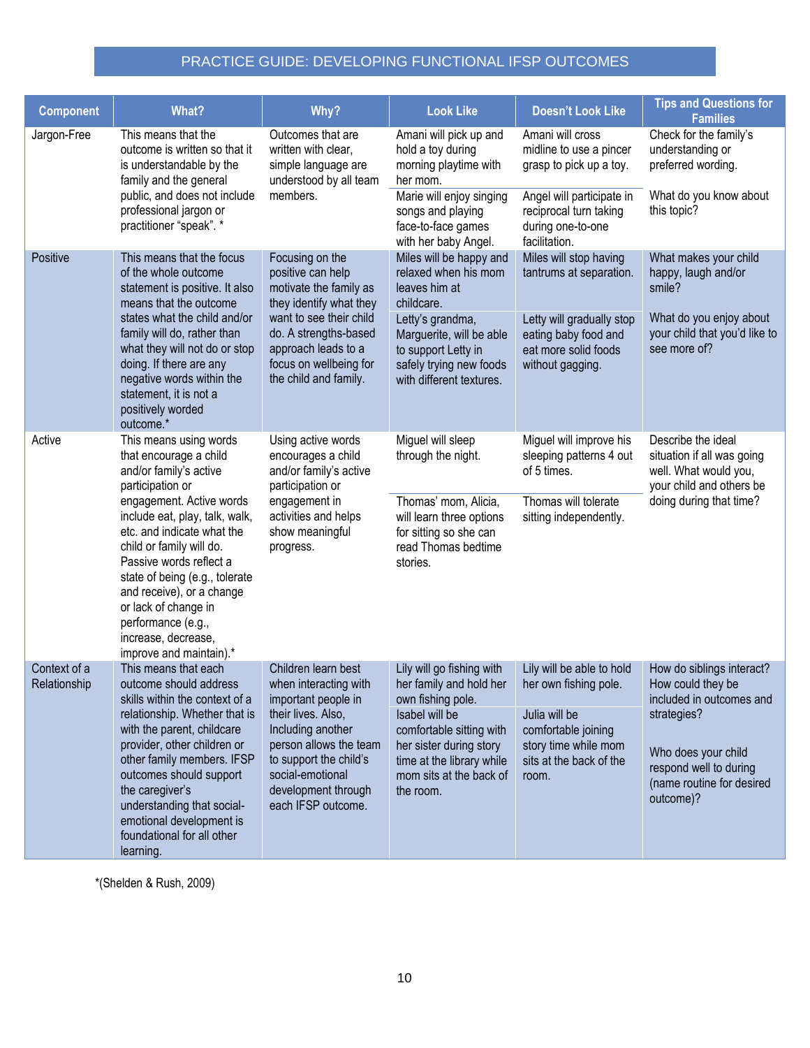# PRACTICE GUIDE: DEVELOPING FUNCTIONAL IFSP OUTCOMES

| Component | What? | Why? | Look Like | Doesn't Look Like | Tips and Questions for Families |
|---|---|---|---|---|---|
| Jargon-Free | This means that the outcome is written so that it is understandable by the family and the general public, and does not include professional jargon or practitioner "speak". * | Outcomes that are written with clear, simple language are understood by all team members. | Amani will pick up and hold a toy during morning playtime with her mom. | Amani will cross midline to use a pincer grasp to pick up a toy. | Check for the family's understanding or preferred wording. |
| | | | Marie will enjoy singing songs and playing face-to-face games with her baby Angel. | Angel will participate in reciprocal turn taking during one-to-one facilitation. | What do you know about this topic? |
| Positive | This means that the focus of the whole outcome statement is positive. It also means that the outcome states what the child and/or family will do, rather than what they will not do or stop doing. If there are any negative words within the statement, it is not a positively worded outcome.* | Focusing on the positive can help motivate the family as they identify what they want to see their child do. A strengths-based approach leads to a focus on wellbeing for the child and family. | Miles will be happy and relaxed when his mom leaves him at childcare. | Miles will stop having tantrums at separation. | What makes your child happy, laugh and/or smile? |
| | | | Letty's grandma, Marguerite, will be able to support Letty in safely trying new foods with different textures. | Letty will gradually stop eating baby food and eat more solid foods without gagging. | What do you enjoy about your child that you'd like to see more of? |
| Active | This means using words that encourage a child and/or family's active participation or engagement. Active words include eat, play, talk, walk, etc. and indicate what the child or family will do. Passive words reflect a state of being (e.g., tolerate and receive), or a change or lack of change in performance (e.g., increase, decrease, improve and maintain).* | Using active words encourages a child and/or family's active participation or engagement in activities and helps show meaningful progress. | Miguel will sleep through the night. | Miguel will improve his sleeping patterns 4 out of 5 times. | Describe the ideal situation if all was going well. What would you, your child and others be doing during that time? |
| | | | Thomas' mom, Alicia, will learn three options for sitting so she can read Thomas bedtime stories. | Thomas will tolerate sitting independently. | |
| Context of a Relationship | This means that each outcome should address skills within the context of a relationship. Whether that is with the parent, childcare provider, other children or other family members. IFSP outcomes should support the caregiver's understanding that social-emotional development is foundational for all other learning. | Children learn best when interacting with important people in their lives. Also, Including another person allows the team to support the child's social-emotional development through each IFSP outcome. | Lily will go fishing with her family and hold her own fishing pole. | Lily will be able to hold her own fishing pole. | How do siblings interact? How could they be included in outcomes and strategies? |
| | | | Isabel will be comfortable sitting with her sister during story time at the library while mom sits at the back of the room. | Julia will be comfortable joining story time while mom sits at the back of the room. | Who does your child respond well to during (name routine for desired outcome)? |

*(Shelden & Rush, 2009)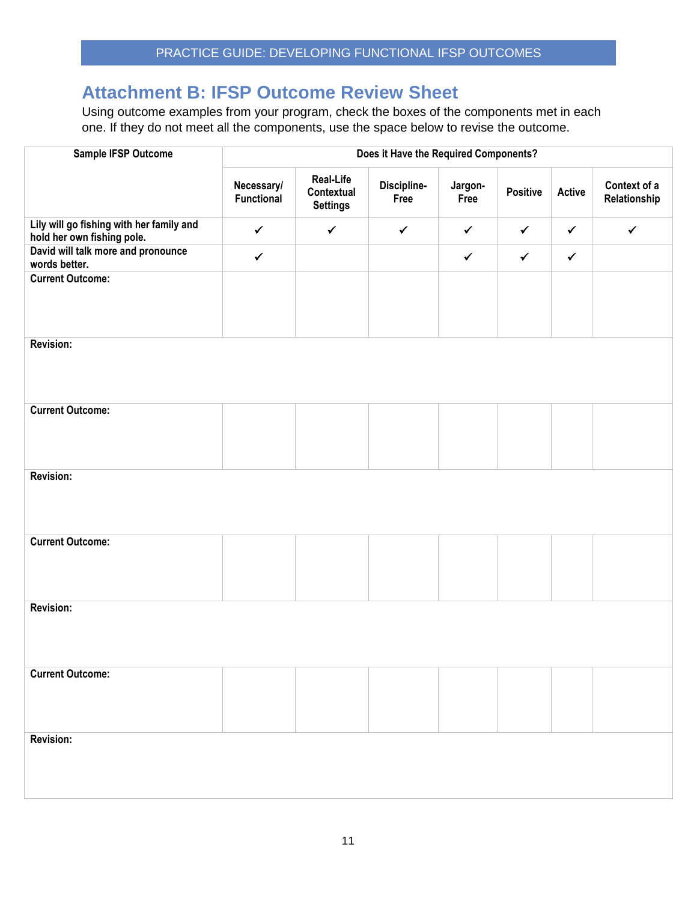## Attachment B: IFSP Outcome Review Sheet

Using outcome examples from your program, check the boxes of the components met in each one. If they do not meet all the components, use the space below to revise the outcome.

| Sample IFSP Outcome | Does it Have the Required Components? | | | | | | |
|---|---|---|---|---|---|---|---|
| | Necessary/ Functional | Real-Life Contextual Settings | Discipline-Free | Jargon-Free | Positive | Active | Context of a Relationship |
| Lily will go fishing with her family and hold her own fishing pole. | ✓ | ✓ | ✓ | ✓ | ✓ | ✓ | ✓ |
| David will talk more and pronounce words better. | ✓ | | | ✓ | ✓ | ✓ | |
| Current Outcome: | | | | | | | |
| Revision: | | | | | | | |
| Current Outcome: | | | | | | | |
| Revision: | | | | | | | |
| Current Outcome: | | | | | | | |
| Revision: | | | | | | | |
| Current Outcome: | | | | | | | |
| Revision: | | | | | | | |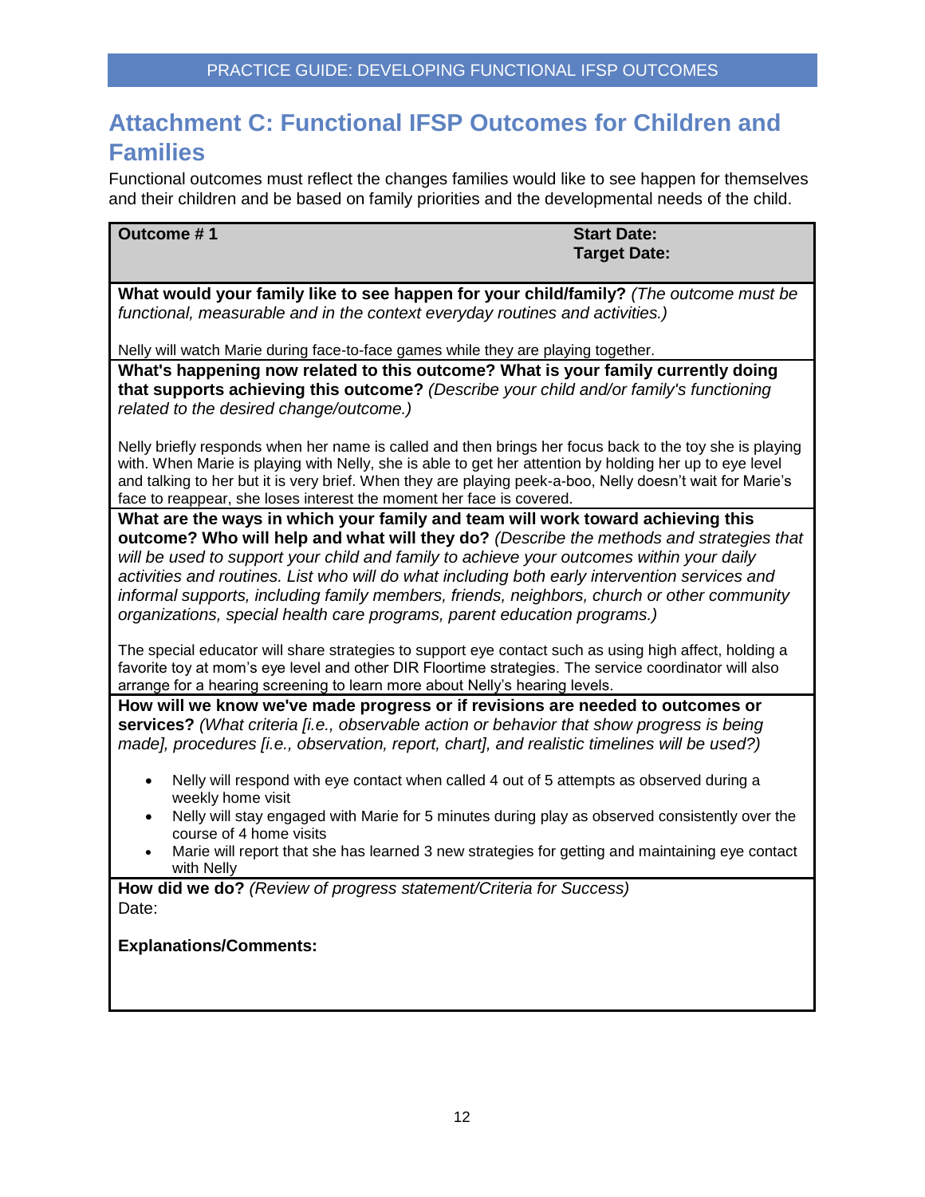## Attachment C: Functional IFSP Outcomes for Children and Families

Functional outcomes must reflect the changes families would like to see happen for themselves and their children and be based on family priorities and the developmental needs of the child.

**Outcome # 1**

**Start Date:**
**Target Date:**

**What would your family like to see happen for your child/family?** *(The outcome must be functional, measurable and in the context everyday routines and activities.)*

Nelly will watch Marie during face-to-face games while they are playing together.

**What's happening now related to this outcome? What is your family currently doing that supports achieving this outcome?** *(Describe your child and/or family's functioning related to the desired change/outcome.)*

Nelly briefly responds when her name is called and then brings her focus back to the toy she is playing with. When Marie is playing with Nelly, she is able to get her attention by holding her up to eye level and talking to her but it is very brief. When they are playing peek-a-boo, Nelly doesn't wait for Marie's face to reappear, she loses interest the moment her face is covered.

**What are the ways in which your family and team will work toward achieving this outcome? Who will help and what will they do?** *(Describe the methods and strategies that will be used to support your child and family to achieve your outcomes within your daily activities and routines. List who will do what including both early intervention services and informal supports, including family members, friends, neighbors, church or other community organizations, special health care programs, parent education programs.)*

The special educator will share strategies to support eye contact such as using high affect, holding a favorite toy at mom's eye level and other DIR Floortime strategies. The service coordinator will also arrange for a hearing screening to learn more about Nelly's hearing levels.

**How will we know we've made progress or if revisions are needed to outcomes or services?** *(What criteria [i.e., observable action or behavior that show progress is being made], procedures [i.e., observation, report, chart], and realistic timelines will be used?)*

- Nelly will respond with eye contact when called 4 out of 5 attempts as observed during a weekly home visit
- Nelly will stay engaged with Marie for 5 minutes during play as observed consistently over the course of 4 home visits
- Marie will report that she has learned 3 new strategies for getting and maintaining eye contact with Nelly

**How did we do?** *(Review of progress statement/Criteria for Success)*
Date:

**Explanations/Comments:**